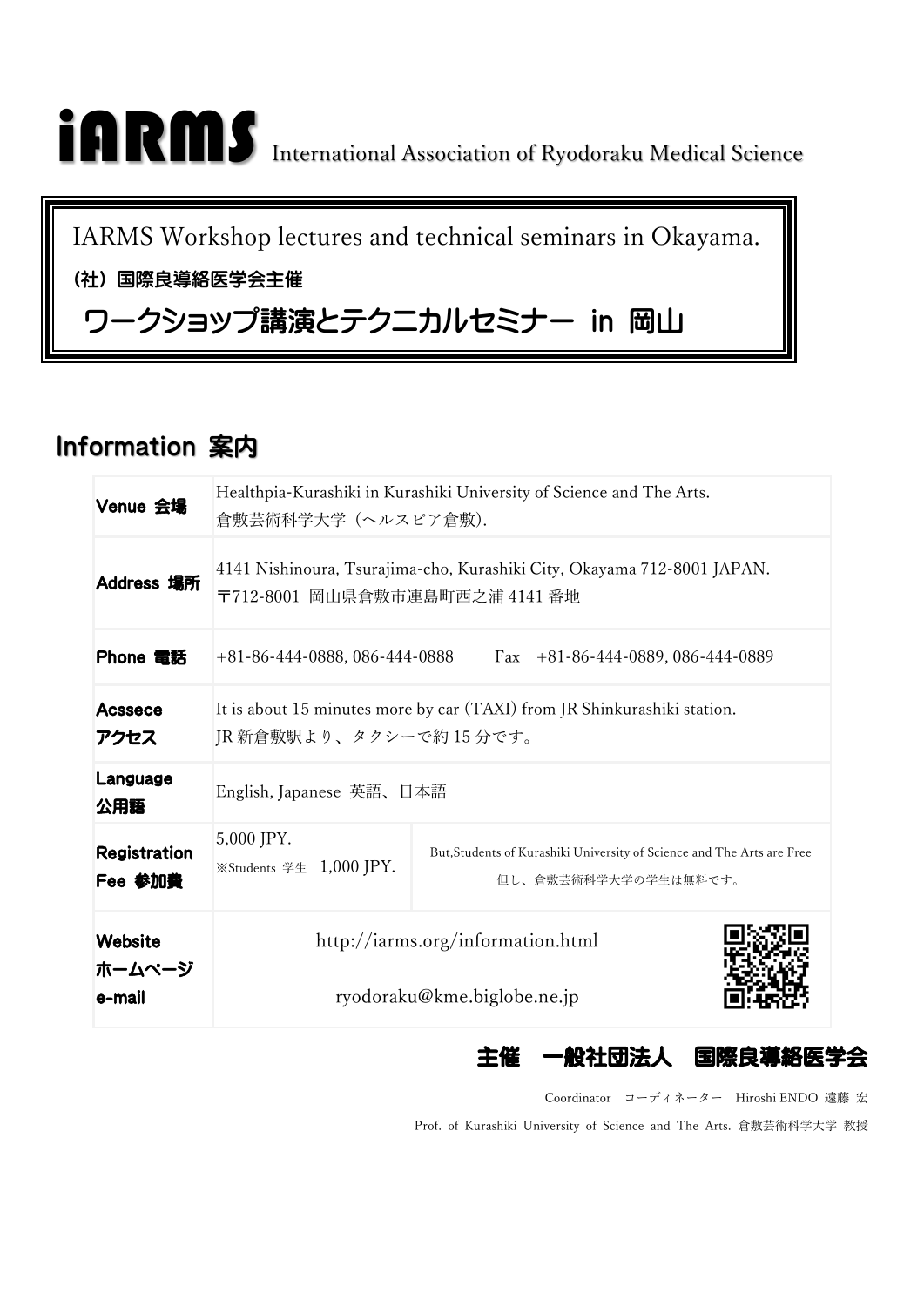# iARMS International Association of Ryodoraku Medical Science

IARMS Workshop lectures and technical seminars in Okayama.

（社）国際良導絡医学会主催

## ワークショップ講演とテクニカルセミナー in 岡山

## Information 案内

| | | |
|---|---|---|
| Venue 会場 | Healthpia-Kurashiki in Kurashiki University of Science and The Arts.<br>倉敷芸術科学大学（ヘルスピア倉敷）. | |
| Address 場所 | 4141 Nishinoura, Tsurajima-cho, Kurashiki City, Okayama 712-8001 JAPAN.<br>〒712-8001 岡山県倉敷市連島町西之浦 4141 番地 | |
| Phone 電話 | +81-86-444-0888, 086-444-0888　　Fax　+81-86-444-0889, 086-444-0889 | |
| Acssece アクセス | It is about 15 minutes more by car (TAXI) from JR Shinkurashiki station.<br>JR 新倉敷駅より、タクシーで約 15 分です。 | |
| Language 公用語 | English, Japanese 英語、日本語 | |
| Registration Fee 参加費 | 5,000 JPY.<br>※Students 学生　1,000 JPY. | But,Students of Kurashiki University of Science and The Arts are Free<br>但し、倉敷芸術科学大学の学生は無料です。 |
| Website ホームページ e-mail | http://iarms.org/information.html<br><br>ryodoraku@kme.biglobe.ne.jp | |

**主催　一般社団法人　国際良導絡医学会**

Coordinator　コーディネーター　Hiroshi ENDO 遠藤 宏

Prof. of Kurashiki University of Science and The Arts. 倉敷芸術科学大学 教授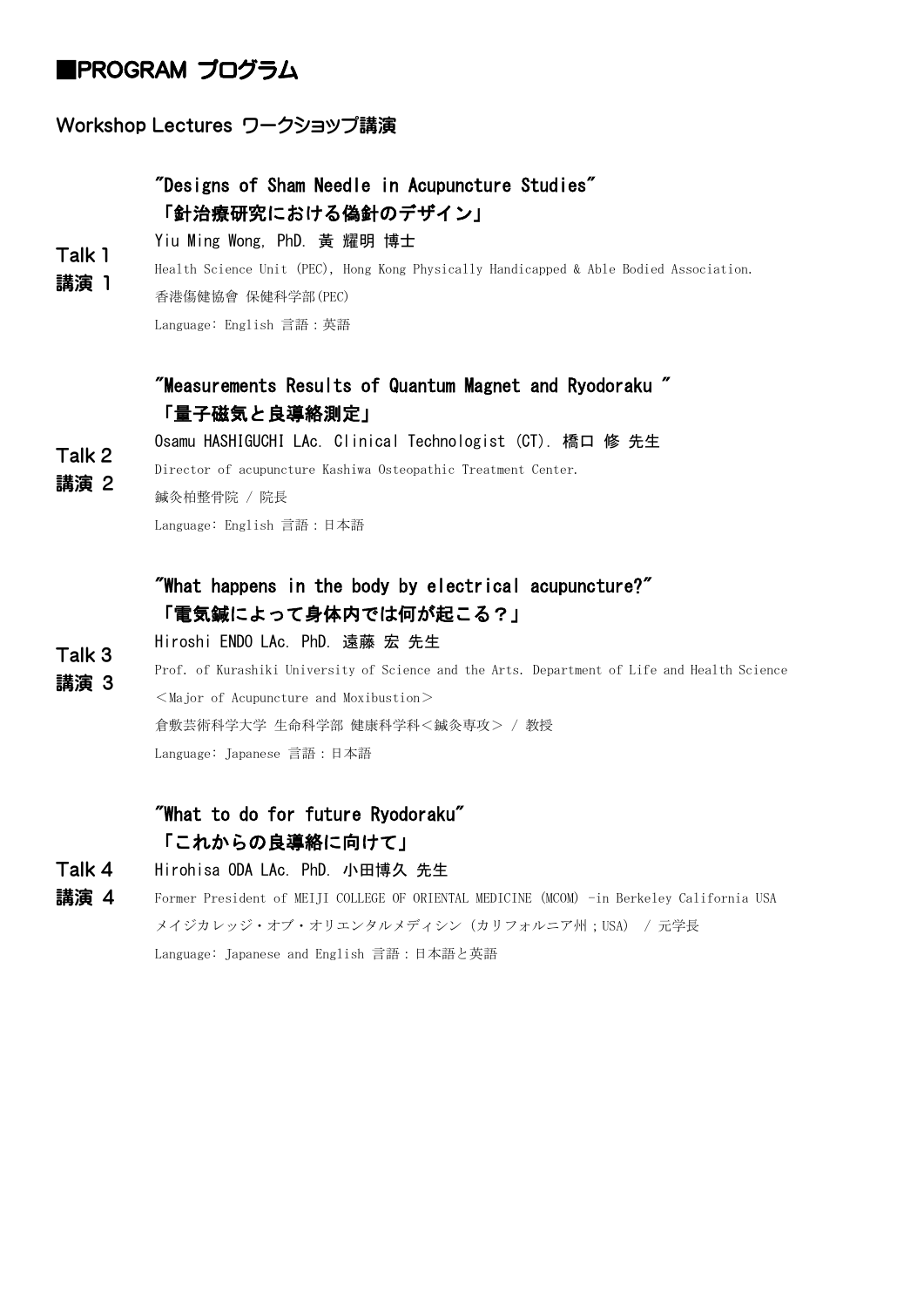# ■PROGRAM プログラム

## Workshop Lectures ワークショップ講演

### Talk 1 講演 1

**"Designs of Sham Needle in Acupuncture Studies"**
**「針治療研究における偽針のデザイン」**

Yiu Ming Wong, PhD. 黄 耀明 博士

Health Science Unit (PEC), Hong Kong Physically Handicapped & Able Bodied Association.

香港傷健協會 保健科学部(PEC)

Language: English 言語：英語

### Talk 2 講演 2

**"Measurements Results of Quantum Magnet and Ryodoraku "**
**「量子磁気と良導絡測定」**

Osamu HASHIGUCHI LAc. Clinical Technologist (CT). 橋口 修 先生

Director of acupuncture Kashiwa Osteopathic Treatment Center.

鍼灸柏整骨院 / 院長

Language: English 言語：日本語

### Talk 3 講演 3

**"What happens in the body by electrical acupuncture?"**
**「電気鍼によって身体内では何が起こる？」**

Hiroshi ENDO LAc. PhD. 遠藤 宏 先生

Prof. of Kurashiki University of Science and the Arts. Department of Life and Health Science ＜Major of Acupuncture and Moxibustion＞

倉敷芸術科学大学 生命科学部 健康科学科＜鍼灸専攻＞ / 教授

Language: Japanese 言語：日本語

### Talk 4 講演 4

**"What to do for future Ryodoraku"**
**「これからの良導絡に向けて」**

Hirohisa ODA LAc. PhD. 小田博久 先生

Former President of MEIJI COLLEGE OF ORIENTAL MEDICINE (MCOM) -in Berkeley California USA

メイジカレッジ・オブ・オリエンタルメディシン（カリフォルニア州；USA） / 元学長

Language: Japanese and English 言語：日本語と英語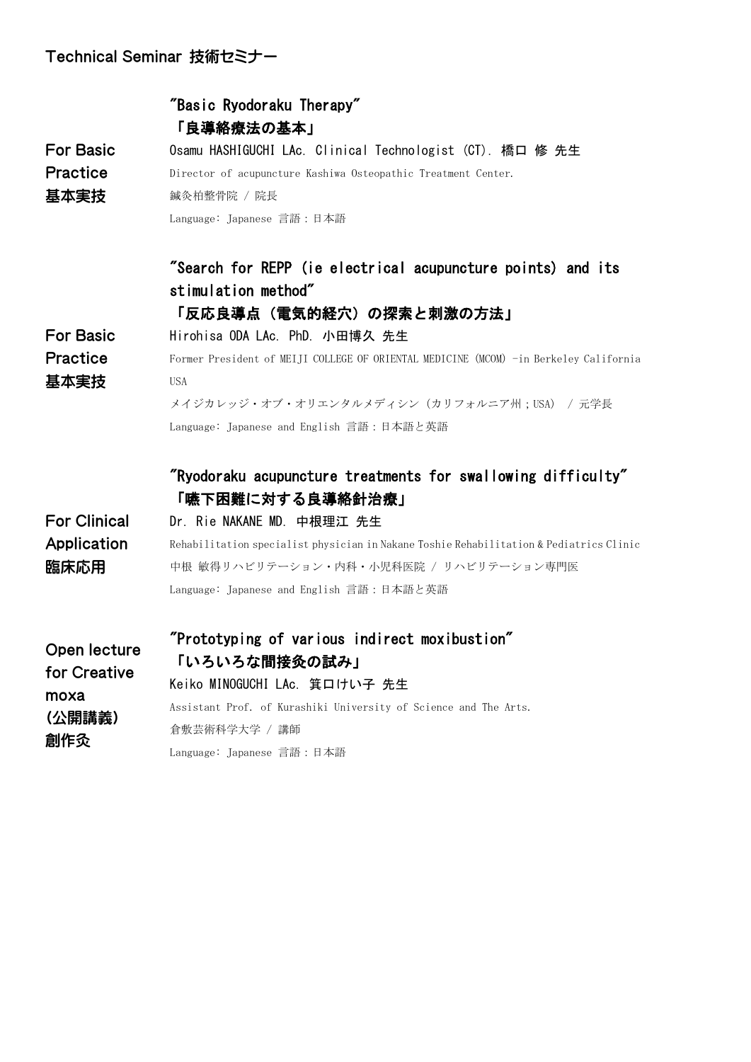## Technical Seminar 技術セミナー

**For Basic Practice 基本実技**

### "Basic Ryodoraku Therapy"
### 「良導絡療法の基本」

Osamu HASHIGUCHI LAc. Clinical Technologist (CT). 橋口 修 先生

Director of acupuncture Kashiwa Osteopathic Treatment Center.

鍼灸柏整骨院 / 院長

Language: Japanese 言語：日本語

**For Basic Practice 基本実技**

### "Search for REPP (ie electrical acupuncture points) and its stimulation method"
### 「反応良導点（電気的経穴）の探索と刺激の方法」

Hirohisa ODA LAc. PhD. 小田博久 先生

Former President of MEIJI COLLEGE OF ORIENTAL MEDICINE (MCOM) -in Berkeley California USA

メイジカレッジ・オブ・オリエンタルメディシン（カリフォルニア州；USA） / 元学長

Language: Japanese and English 言語：日本語と英語

**For Clinical Application 臨床応用**

### "Ryodoraku acupuncture treatments for swallowing difficulty"
### 「嚥下困難に対する良導絡針治療」

Dr. Rie NAKANE MD. 中根理江 先生

Rehabilitation specialist physician in Nakane Toshie Rehabilitation & Pediatrics Clinic

中根 敏得リハビリテーション・内科・小児科医院 / リハビリテーション専門医

Language: Japanese and English 言語：日本語と英語

**Open lecture for Creative moxa (公開講義) 創作灸**

### "Prototyping of various indirect moxibustion"
### 「いろいろな間接灸の試み」

Keiko MINOGUCHI LAc. 箕口けい子 先生

Assistant Prof. of Kurashiki University of Science and The Arts.

倉敷芸術科学大学 / 講師

Language: Japanese 言語：日本語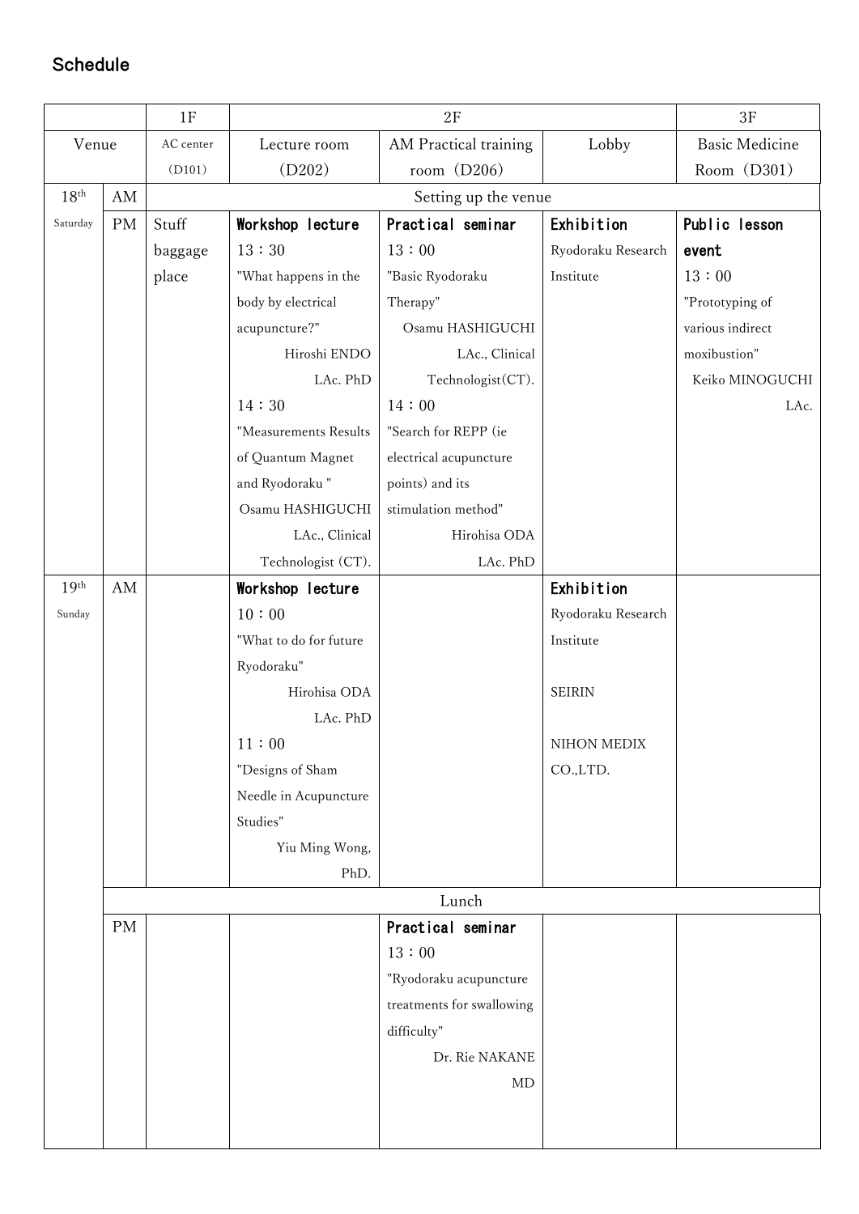## Schedule

| | | 1F | 2F | | | 3F |
|---|---|---|---|---|---|---|
| Venue | | AC center (D101) | Lecture room (D202) | AM Practical training room (D206) | Lobby | Basic Medicine Room (D301) |
| 18th Saturday | AM | Setting up the venue | | | | |
| | PM | Stuff baggage place | **Workshop lecture** 13：30 "What happens in the body by electrical acupuncture?" Hiroshi ENDO LAc. PhD 14：30 "Measurements Results of Quantum Magnet and Ryodoraku " Osamu HASHIGUCHI LAc., Clinical Technologist (CT). | **Practical seminar** 13：00 "Basic Ryodoraku Therapy" Osamu HASHIGUCHI LAc., Clinical Technologist(CT). 14：00 "Search for REPP (ie electrical acupuncture points) and its stimulation method" Hirohisa ODA LAc. PhD | **Exhibition** Ryodoraku Research Institute | **Public lesson event** 13：00 "Prototyping of various indirect moxibustion" Keiko MINOGUCHI LAc. |
| 19th Sunday | AM | | **Workshop lecture** 10：00 "What to do for future Ryodoraku" Hirohisa ODA LAc. PhD 11：00 "Designs of Sham Needle in Acupuncture Studies" Yiu Ming Wong, PhD. | | **Exhibition** Ryodoraku Research Institute SEIRIN NIHON MEDIX CO.,LTD. | |
| | | Lunch | | | | |
| | PM | | | **Practical seminar** 13：00 "Ryodoraku acupuncture treatments for swallowing difficulty" Dr. Rie NAKANE MD | | |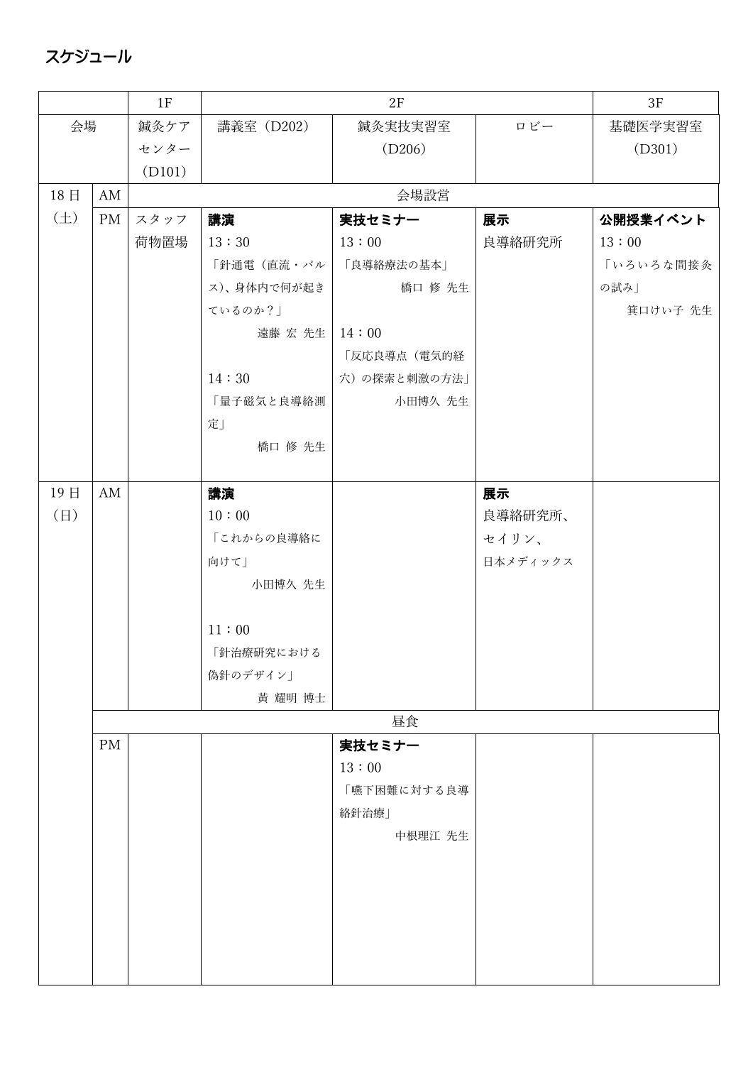## スケジュール

| | | 1F | 2F | | | 3F |
|---|---|---|---|---|---|---|
| 会場 | | 鍼灸ケアセンター（D101） | 講義室（D202） | 鍼灸実技実習室（D206） | ロビー | 基礎医学実習室（D301） |
| 18日（土） | AM | 会場設営 | | | | |
| | PM | スタッフ荷物置場 | **講演**<br>13：30<br>「針通電（直流・パルス）、身体内で何が起きているのか？」<br>遠藤 宏 先生<br><br>14：30<br>「量子磁気と良導絡測定」<br>橋口 修 先生 | **実技セミナー**<br>13：00<br>「良導絡療法の基本」<br>橋口 修 先生<br><br>14：00<br>「反応良導点（電気的経穴）の探索と刺激の方法」<br>小田博久 先生 | **展示**<br>良導絡研究所 | **公開授業イベント**<br>13：00<br>「いろいろな間接灸の試み」<br>箕口けい子 先生 |
| 19日（日） | AM | | **講演**<br>10：00<br>「これからの良導絡に向けて」<br>小田博久 先生<br><br>11：00<br>「針治療研究における偽針のデザイン」<br>黄 耀明 博士 | | **展示**<br>良導絡研究所、<br>セイリン、<br>日本メディックス | |
| | | 昼食 | | | | |
| | PM | | | **実技セミナー**<br>13：00<br>「嚥下困難に対する良導絡針治療」<br>中根理江 先生 | | |